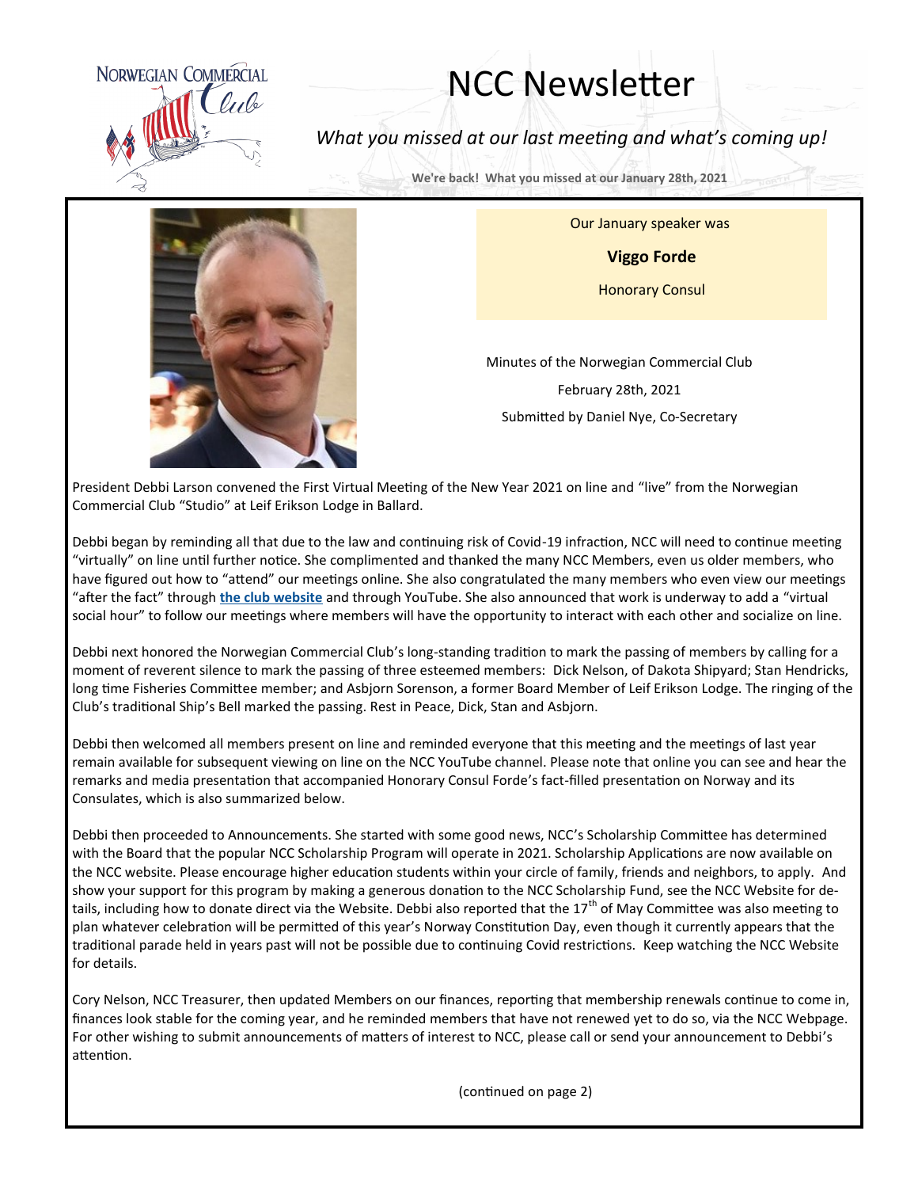# NCC Newsletter

*What you missed at our last meeting and what's coming up!*

**We're back! What you missed at our January 28th, 2021**

Our January speaker was

**Viggo Forde**

Honorary Consul

Minutes of the Norwegian Commercial Club

February 28th, 2021

Submitted by Daniel Nye, Co-Secretary

President Debbi Larson convened the First Virtual Meeting of the New Year 2021 on line and "live" from the Norwegian Commercial Club "Studio" at Leif Erikson Lodge in Ballard.

Debbi began by reminding all that due to the law and continuing risk of Covid-19 infraction, NCC will need to continue meeting "virtually" on line until further notice. She complimented and thanked the many NCC Members, even us older members, who have figured out how to "attend" our meetings online. She also congratulated the many members who even view our meetings "after the fact" through **the club website** and through YouTube. She also announced that work is underway to add a "virtual social hour" to follow our meetings where members will have the opportunity to interact with each other and socialize on line.

Debbi next honored the Norwegian Commercial Club's long-standing tradition to mark the passing of members by calling for a moment of reverent silence to mark the passing of three esteemed members: Dick Nelson, of Dakota Shipyard; Stan Hendricks, long time Fisheries Committee member; and Asbjorn Sorenson, a former Board Member of Leif Erikson Lodge. The ringing of the Club's traditional Ship's Bell marked the passing. Rest in Peace, Dick, Stan and Asbjorn.

Debbi then welcomed all members present on line and reminded everyone that this meeting and the meetings of last year remain available for subsequent viewing on line on the NCC YouTube channel. Please note that online you can see and hear the remarks and media presentation that accompanied Honorary Consul Forde's fact-filled presentation on Norway and its Consulates, which is also summarized below.

Debbi then proceeded to Announcements. She started with some good news, NCC's Scholarship Committee has determined with the Board that the popular NCC Scholarship Program will operate in 2021. Scholarship Applications are now available on the NCC website. Please encourage higher education students within your circle of family, friends and neighbors, to apply. And show your support for this program by making a generous donation to the NCC Scholarship Fund, see the NCC Website for details, including how to donate direct via the Website. Debbi also reported that the 17th of May Committee was also meeting to plan whatever celebration will be permitted of this year's Norway Constitution Day, even though it currently appears that the traditional parade held in years past will not be possible due to continuing Covid restrictions. Keep watching the NCC Website for details.

Cory Nelson, NCC Treasurer, then updated Members on our finances, reporting that membership renewals continue to come in, finances look stable for the coming year, and he reminded members that have not renewed yet to do so, via the NCC Webpage. For other wishing to submit announcements of matters of interest to NCC, please call or send your announcement to Debbi's attention.

(continued on page 2)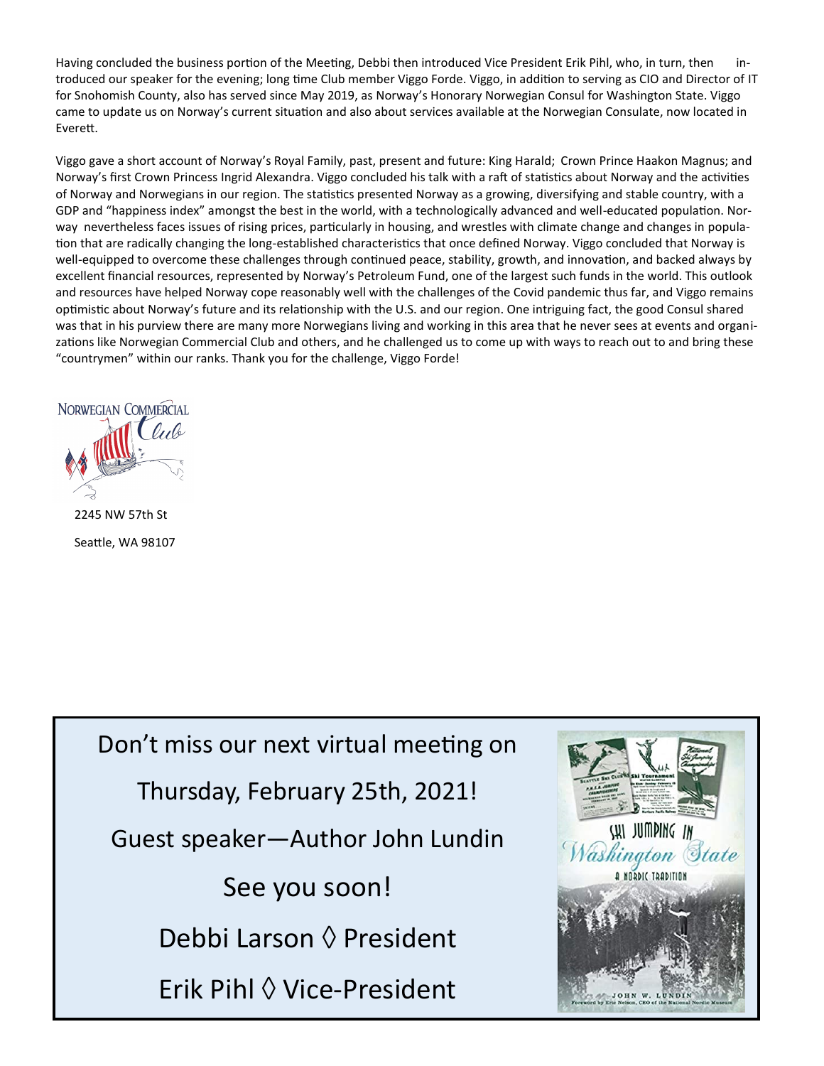Having concluded the business portion of the Meeting, Debbi then introduced Vice President Erik Pihl, who, in turn, then introduced our speaker for the evening; long time Club member Viggo Forde. Viggo, in addition to serving as CIO and Director of IT for Snohomish County, also has served since May 2019, as Norway's Honorary Norwegian Consul for Washington State. Viggo came to update us on Norway's current situation and also about services available at the Norwegian Consulate, now located in Everett.

Viggo gave a short account of Norway's Royal Family, past, present and future: King Harald; Crown Prince Haakon Magnus; and Norway's first Crown Princess Ingrid Alexandra. Viggo concluded his talk with a raft of statistics about Norway and the activities of Norway and Norwegians in our region. The statistics presented Norway as a growing, diversifying and stable country, with a GDP and "happiness index" amongst the best in the world, with a technologically advanced and well-educated population. Norway nevertheless faces issues of rising prices, particularly in housing, and wrestles with climate change and changes in population that are radically changing the long-established characteristics that once defined Norway. Viggo concluded that Norway is well-equipped to overcome these challenges through continued peace, stability, growth, and innovation, and backed always by excellent financial resources, represented by Norway's Petroleum Fund, one of the largest such funds in the world. This outlook and resources have helped Norway cope reasonably well with the challenges of the Covid pandemic thus far, and Viggo remains optimistic about Norway's future and its relationship with the U.S. and our region. One intriguing fact, the good Consul shared was that in his purview there are many more Norwegians living and working in this area that he never sees at events and organizations like Norwegian Commercial Club and others, and he challenged us to come up with ways to reach out to and bring these "countrymen" within our ranks. Thank you for the challenge, Viggo Forde!

NORWEGIAN COMMERCIAL Club

2245 NW 57th St

Seattle, WA 98107

Don't miss our next virtual meeting on

Thursday, February 25th, 2021!

Guest speaker—Author John Lundin

See you soon!

Debbi Larson ◊ President

Erik Pihl ◊ Vice-President